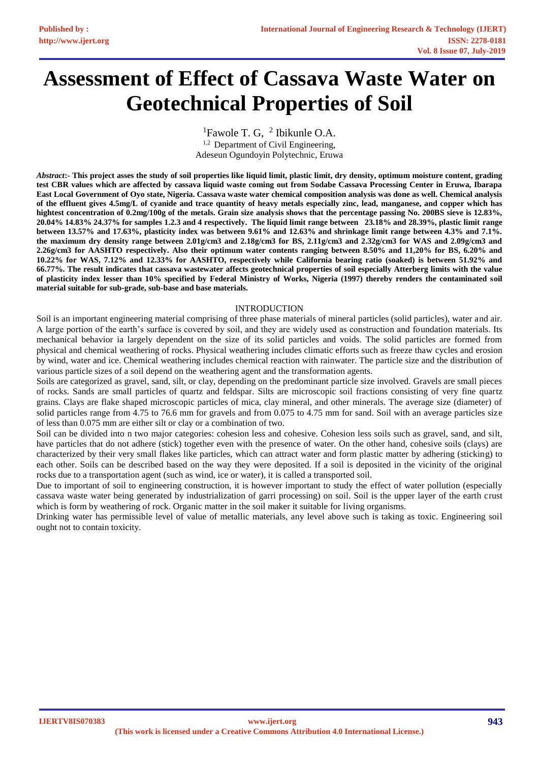# Assessment of Effect of Cassava Waste Water on Geotechnical Properties of Soil

[1]Fawole T. G, [2] Ibikunle O.A.
[1,2] Department of Civil Engineering,
Adeseun Ogundoyin Polytechnic, Eruwa

***Abstract*:- This project asses the study of soil properties like liquid limit, plastic limit, dry density, optimum moisture content, grading test CBR values which are affected by cassava liquid waste coming out from Sodabe Cassava Processing Center in Eruwa, Ibarapa East Local Government of Oyo state, Nigeria. Cassava waste water chemical composition analysis was done as well. Chemical analysis of the effluent gives 4.5mg/L of cyanide and trace quantity of heavy metals especially zinc, lead, manganese, and copper which has hightest concentration of 0.2mg/100g of the metals. Grain size analysis shows that the percentage passing No. 200BS sieve is 12.83%, 20.04% 14.83% 24.37% for samples 1.2.3 and 4 respectively. The liquid limit range between 23.18% and 28.39%, plastic limit range between 13.57% and 17.63%, plasticity index was between 9.61% and 12.63% and shrinkage limit range between 4.3% and 7.1%. the maximum dry density range between 2.01g/cm3 and 2.18g/cm3 for BS, 2.11g/cm3 and 2.32g/cm3 for WAS and 2.09g/cm3 and 2.26g/cm3 for AASHTO respectively. Also their optimum water contents ranging between 8.50% and 11,20% for BS, 6.20% and 10.22% for WAS, 7.12% and 12.33% for AASHTO, respectively while California bearing ratio (soaked) is between 51.92% and 66.77%. The result indicates that cassava wastewater affects geotechnical properties of soil especially Atterberg limits with the value of plasticity index lesser than 10% specified by Federal Ministry of Works, Nigeria (1997) thereby renders the contaminated soil material suitable for sub-grade, sub-base and base materials.**

## INTRODUCTION

Soil is an important engineering material comprising of three phase materials of mineral particles (solid particles), water and air. A large portion of the earth's surface is covered by soil, and they are widely used as construction and foundation materials. Its mechanical behavior ia largely dependent on the size of its solid particles and voids. The solid particles are formed from physical and chemical weathering of rocks. Physical weathering includes climatic efforts such as freeze thaw cycles and erosion by wind, water and ice. Chemical weathering includes chemical reaction with rainwater. The particle size and the distribution of various particle sizes of a soil depend on the weathering agent and the transformation agents.

Soils are categorized as gravel, sand, silt, or clay, depending on the predominant particle size involved. Gravels are small pieces of rocks. Sands are small particles of quartz and feldspar. Silts are microscopic soil fractions consisting of very fine quartz grains. Clays are flake shaped microscopic particles of mica, clay mineral, and other minerals. The average size (diameter) of solid particles range from 4.75 to 76.6 mm for gravels and from 0.075 to 4.75 mm for sand. Soil with an average particles size of less than 0.075 mm are either silt or clay or a combination of two.

Soil can be divided into n two major categories: cohesion less and cohesive. Cohesion less soils such as gravel, sand, and silt, have particles that do not adhere (stick) together even with the presence of water. On the other hand, cohesive soils (clays) are characterized by their very small flakes like particles, which can attract water and form plastic matter by adhering (sticking) to each other. Soils can be described based on the way they were deposited. If a soil is deposited in the vicinity of the original rocks due to a transportation agent (such as wind, ice or water), it is called a transported soil.

Due to important of soil to engineering construction, it is however important to study the effect of water pollution (especially cassava waste water being generated by industrialization of garri processing) on soil. Soil is the upper layer of the earth crust which is form by weathering of rock. Organic matter in the soil maker it suitable for living organisms.

Drinking water has permissible level of value of metallic materials, any level above such is taking as toxic. Engineering soil ought not to contain toxicity.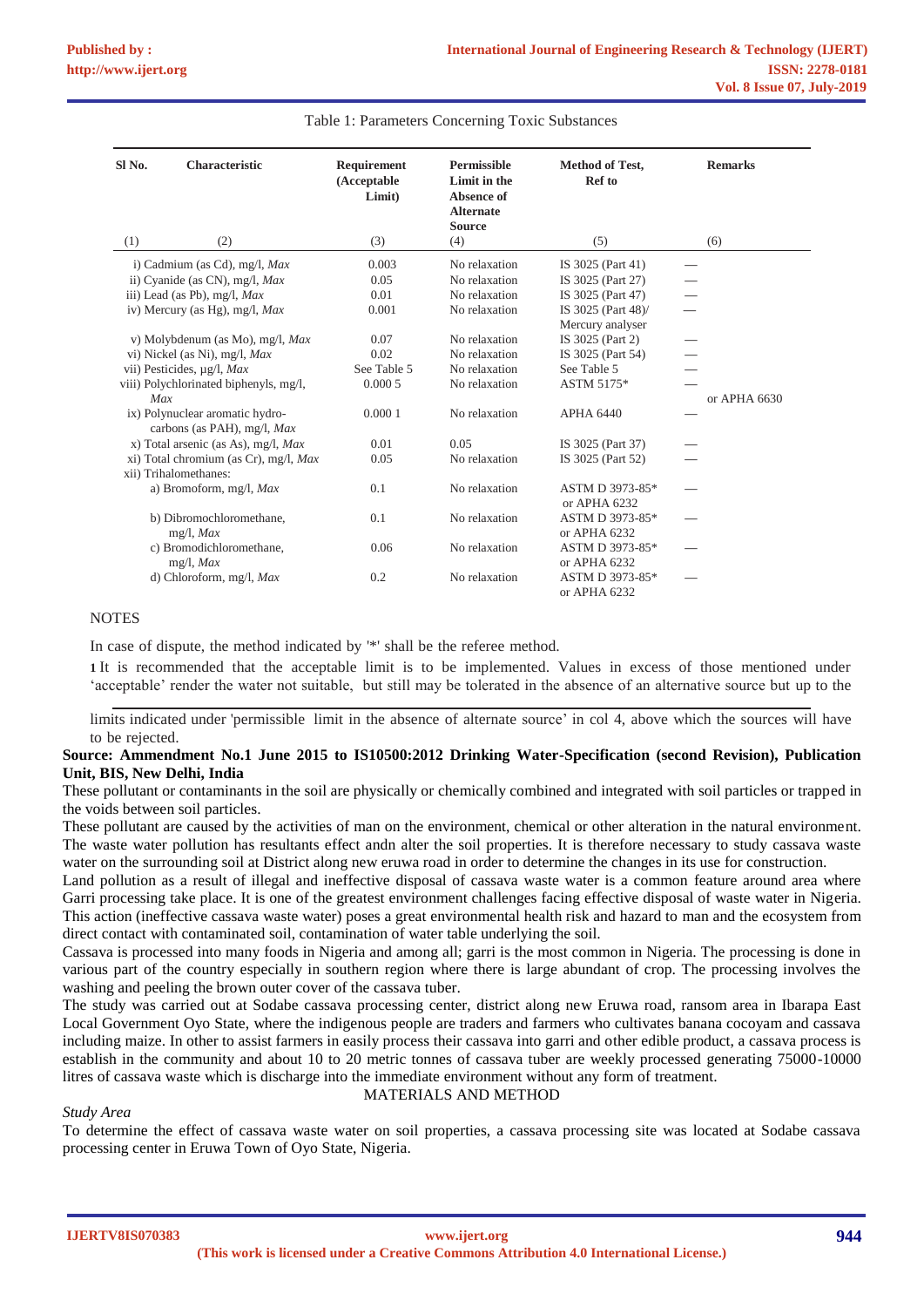Table 1: Parameters Concerning Toxic Substances

| Sl No. | Characteristic | Requirement (Acceptable Limit) | Permissible Limit in the Absence of Alternate Source | Method of Test, Ref to | Remarks |
|---|---|---|---|---|---|
| (1) | (2) | (3) | (4) | (5) | (6) |
| i) | Cadmium (as Cd), mg/l, *Max* | 0.003 | No relaxation | IS 3025 (Part 41) | — |
| ii) | Cyanide (as CN), mg/l, *Max* | 0.05 | No relaxation | IS 3025 (Part 27) | — |
| iii) | Lead (as Pb), mg/l, *Max* | 0.01 | No relaxation | IS 3025 (Part 47) | — |
| iv) | Mercury (as Hg), mg/l, *Max* | 0.001 | No relaxation | IS 3025 (Part 48)/ Mercury analyser | — |
| v) | Molybdenum (as Mo), mg/l, *Max* | 0.07 | No relaxation | IS 3025 (Part 2) | — |
| vi) | Nickel (as Ni), mg/l, *Max* | 0.02 | No relaxation | IS 3025 (Part 54) | — |
| vii) | Pesticides, µg/l, *Max* | See Table 5 | No relaxation | See Table 5 | — |
| viii) | Polychlorinated biphenyls, mg/l, *Max* | 0.000 5 | No relaxation | ASTM 5175* or APHA 6630 | — |
| ix) | Polynuclear aromatic hydro-carbons (as PAH), mg/l, *Max* | 0.000 1 | No relaxation | APHA 6440 | — |
| x) | Total arsenic (as As), mg/l, *Max* | 0.01 | 0.05 | IS 3025 (Part 37) | — |
| xi) | Total chromium (as Cr), mg/l, *Max* | 0.05 | No relaxation | IS 3025 (Part 52) | — |
| xii) | Trihalomethanes: | | | | |
| | a) Bromoform, mg/l, *Max* | 0.1 | No relaxation | ASTM D 3973-85* or APHA 6232 | — |
| | b) Dibromochloromethane, mg/l, *Max* | 0.1 | No relaxation | ASTM D 3973-85* or APHA 6232 | — |
| | c) Bromodichloromethane, mg/l, *Max* | 0.06 | No relaxation | ASTM D 3973-85* or APHA 6232 | — |
| | d) Chloroform, mg/l, *Max* | 0.2 | No relaxation | ASTM D 3973-85* or APHA 6232 | — |

NOTES

In case of dispute, the method indicated by '*' shall be the referee method.

1 It is recommended that the acceptable limit is to be implemented. Values in excess of those mentioned under 'acceptable' render the water not suitable, but still may be tolerated in the absence of an alternative source but up to the limits indicated under 'permissible limit in the absence of alternate source' in col 4, above which the sources will have to be rejected.

**Source: Ammendment No.1 June 2015 to IS10500:2012 Drinking Water-Specification (second Revision), Publication Unit, BIS, New Delhi, India**

These pollutant or contaminants in the soil are physically or chemically combined and integrated with soil particles or trapped in the voids between soil particles.

These pollutant are caused by the activities of man on the environment, chemical or other alteration in the natural environment. The waste water pollution has resultants effect andn alter the soil properties. It is therefore necessary to study cassava waste water on the surrounding soil at District along new eruwa road in order to determine the changes in its use for construction.

Land pollution as a result of illegal and ineffective disposal of cassava waste water is a common feature around area where Garri processing take place. It is one of the greatest environment challenges facing effective disposal of waste water in Nigeria. This action (ineffective cassava waste water) poses a great environmental health risk and hazard to man and the ecosystem from direct contact with contaminated soil, contamination of water table underlying the soil.

Cassava is processed into many foods in Nigeria and among all; garri is the most common in Nigeria. The processing is done in various part of the country especially in southern region where there is large abundant of crop. The processing involves the washing and peeling the brown outer cover of the cassava tuber.

The study was carried out at Sodabe cassava processing center, district along new Eruwa road, ransom area in Ibarapa East Local Government Oyo State, where the indigenous people are traders and farmers who cultivates banana cocoyam and cassava including maize. In other to assist farmers in easily process their cassava into garri and other edible product, a cassava process is establish in the community and about 10 to 20 metric tonnes of cassava tuber are weekly processed generating 75000-10000 litres of cassava waste which is discharge into the immediate environment without any form of treatment.

## MATERIALS AND METHOD

### *Study Area*

To determine the effect of cassava waste water on soil properties, a cassava processing site was located at Sodabe cassava processing center in Eruwa Town of Oyo State, Nigeria.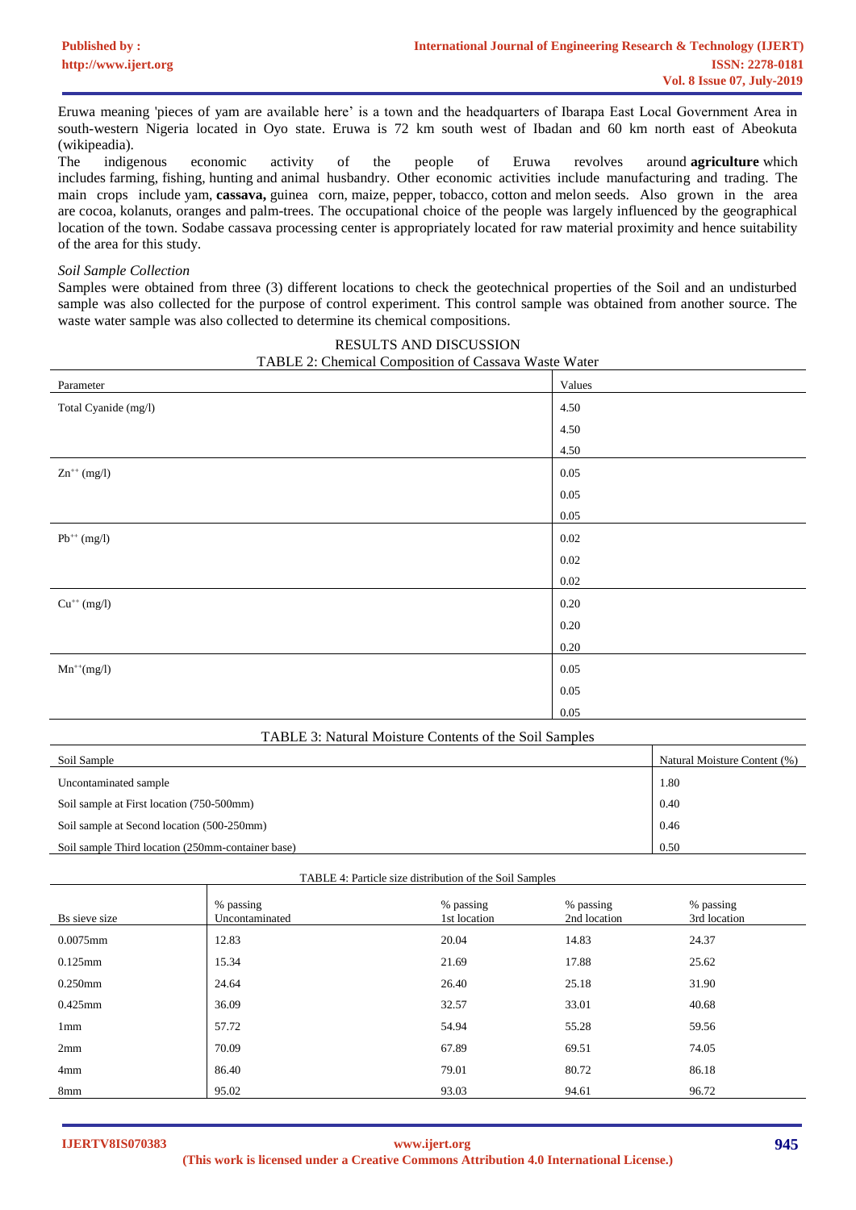Eruwa meaning 'pieces of yam are available here' is a town and the headquarters of Ibarapa East Local Government Area in south-western Nigeria located in Oyo state. Eruwa is 72 km south west of Ibadan and 60 km north east of Abeokuta (wikipeadia).

The indigenous economic activity of the people of Eruwa revolves around **agriculture** which includes farming, fishing, hunting and animal husbandry. Other economic activities include manufacturing and trading. The main crops include yam, **cassava,** guinea corn, maize, pepper, tobacco, cotton and melon seeds. Also grown in the area are cocoa, kolanuts, oranges and palm-trees. The occupational choice of the people was largely influenced by the geographical location of the town. Sodabe cassava processing center is appropriately located for raw material proximity and hence suitability of the area for this study.

*Soil Sample Collection*

Samples were obtained from three (3) different locations to check the geotechnical properties of the Soil and an undisturbed sample was also collected for the purpose of control experiment. This control sample was obtained from another source. The waste water sample was also collected to determine its chemical compositions.

## RESULTS AND DISCUSSION

TABLE 2: Chemical Composition of Cassava Waste Water

| Parameter | Values |
|---|---|
| Total Cyanide (mg/l) | 4.50 |
| | 4.50 |
| | 4.50 |
| $Zn^{++}$ (mg/l) | 0.05 |
| | 0.05 |
| | 0.05 |
| $Pb^{++}$ (mg/l) | 0.02 |
| | 0.02 |
| | 0.02 |
| $Cu^{++}$ (mg/l) | 0.20 |
| | 0.20 |
| | 0.20 |
| $Mn^{++}$(mg/l) | 0.05 |
| | 0.05 |
| | 0.05 |

TABLE 3: Natural Moisture Contents of the Soil Samples

| Soil Sample | Natural Moisture Content (%) |
|---|---|
| Uncontaminated sample | 1.80 |
| Soil sample at First location (750-500mm) | 0.40 |
| Soil sample at Second location (500-250mm) | 0.46 |
| Soil sample Third location (250mm-container base) | 0.50 |

TABLE 4: Particle size distribution of the Soil Samples

| Bs sieve size | % passing Uncontaminated | % passing 1st location | % passing 2nd location | % passing 3rd location |
|---|---|---|---|---|
| 0.0075mm | 12.83 | 20.04 | 14.83 | 24.37 |
| 0.125mm | 15.34 | 21.69 | 17.88 | 25.62 |
| 0.250mm | 24.64 | 26.40 | 25.18 | 31.90 |
| 0.425mm | 36.09 | 32.57 | 33.01 | 40.68 |
| 1mm | 57.72 | 54.94 | 55.28 | 59.56 |
| 2mm | 70.09 | 67.89 | 69.51 | 74.05 |
| 4mm | 86.40 | 79.01 | 80.72 | 86.18 |
| 8mm | 95.02 | 93.03 | 94.61 | 96.72 |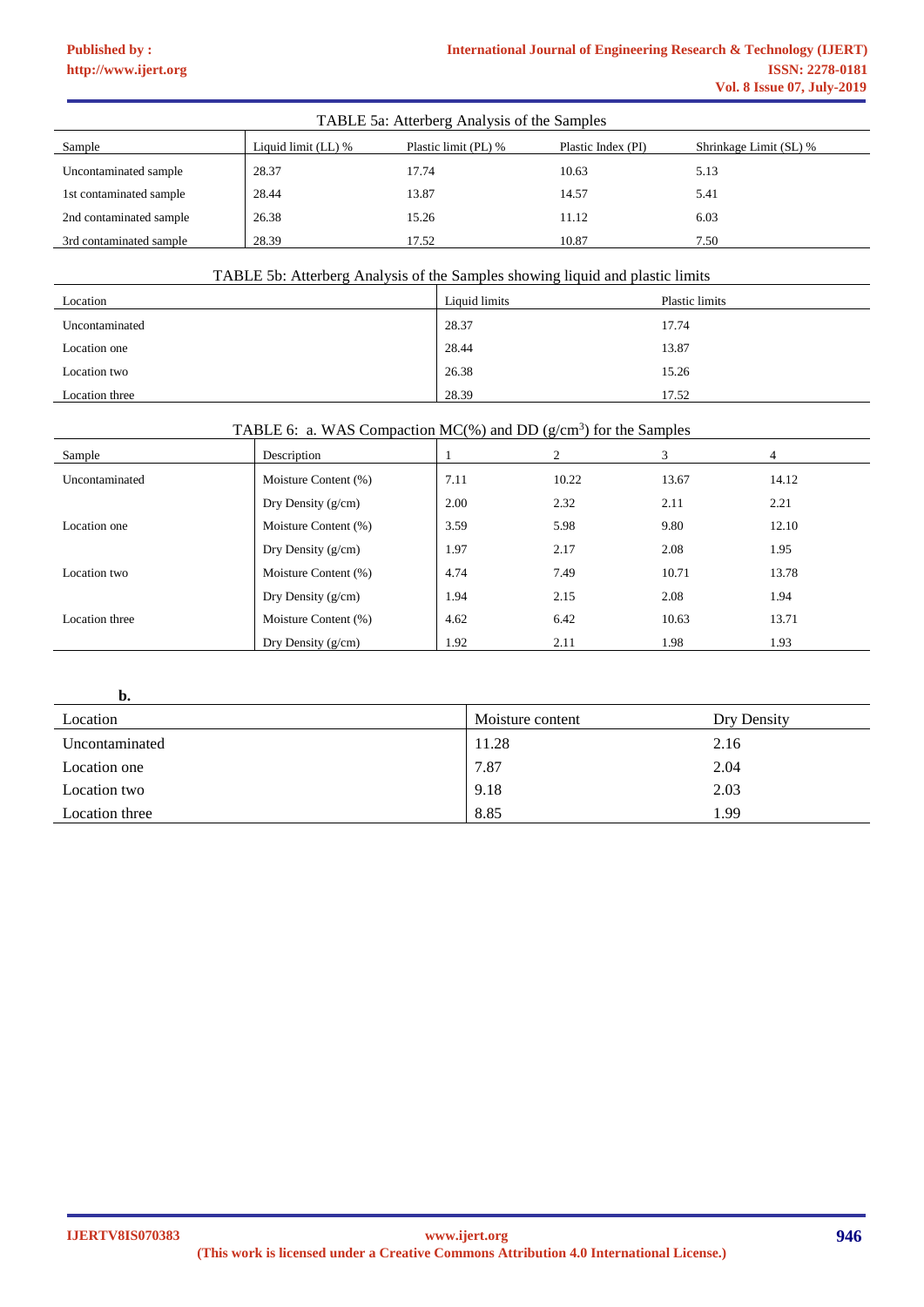TABLE 5a: Atterberg Analysis of the Samples

| Sample | Liquid limit (LL) % | Plastic limit (PL) % | Plastic Index (PI) | Shrinkage Limit (SL) % |
|---|---|---|---|---|
| Uncontaminated sample | 28.37 | 17.74 | 10.63 | 5.13 |
| 1st contaminated sample | 28.44 | 13.87 | 14.57 | 5.41 |
| 2nd contaminated sample | 26.38 | 15.26 | 11.12 | 6.03 |
| 3rd contaminated sample | 28.39 | 17.52 | 10.87 | 7.50 |

TABLE 5b: Atterberg Analysis of the Samples showing liquid and plastic limits

| Location | Liquid limits | Plastic limits |
|---|---|---|
| Uncontaminated | 28.37 | 17.74 |
| Location one | 28.44 | 13.87 |
| Location two | 26.38 | 15.26 |
| Location three | 28.39 | 17.52 |

TABLE 6: a. WAS Compaction MC(%) and DD ($g/cm^3$) for the Samples

| Sample | Description | 1 | 2 | 3 | 4 |
|---|---|---|---|---|---|
| Uncontaminated | Moisture Content (%) | 7.11 | 10.22 | 13.67 | 14.12 |
| | Dry Density (g/cm) | 2.00 | 2.32 | 2.11 | 2.21 |
| Location one | Moisture Content (%) | 3.59 | 5.98 | 9.80 | 12.10 |
| | Dry Density (g/cm) | 1.97 | 2.17 | 2.08 | 1.95 |
| Location two | Moisture Content (%) | 4.74 | 7.49 | 10.71 | 13.78 |
| | Dry Density (g/cm) | 1.94 | 2.15 | 2.08 | 1.94 |
| Location three | Moisture Content (%) | 4.62 | 6.42 | 10.63 | 13.71 |
| | Dry Density (g/cm) | 1.92 | 2.11 | 1.98 | 1.93 |

**b.**

| Location | Moisture content | Dry Density |
|---|---|---|
| Uncontaminated | 11.28 | 2.16 |
| Location one | 7.87 | 2.04 |
| Location two | 9.18 | 2.03 |
| Location three | 8.85 | 1.99 |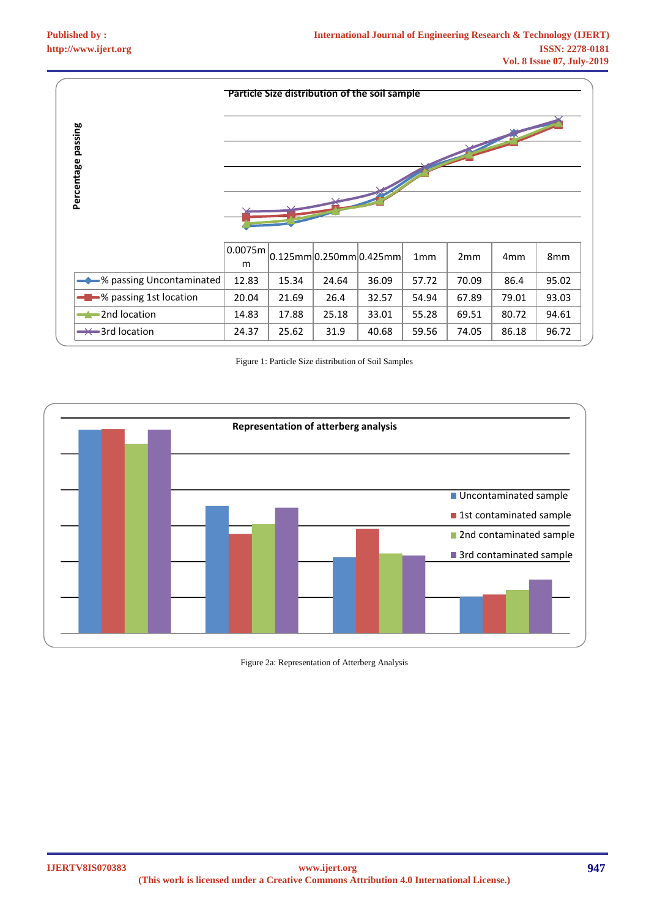**Particle Size distribution of the soil sample**

| | 0.0075mm | 0.125mm | 0.250mm | 0.425mm | 1mm | 2mm | 4mm | 8mm |
|---|---|---|---|---|---|---|---|---|
| % passing Uncontaminated | 12.83 | 15.34 | 24.64 | 36.09 | 57.72 | 70.09 | 86.4 | 95.02 |
| % passing 1st location | 20.04 | 21.69 | 26.4 | 32.57 | 54.94 | 67.89 | 79.01 | 93.03 |
| 2nd location | 14.83 | 17.88 | 25.18 | 33.01 | 55.28 | 69.51 | 80.72 | 94.61 |
| 3rd location | 24.37 | 25.62 | 31.9 | 40.68 | 59.56 | 74.05 | 86.18 | 96.72 |

Figure 1: Particle Size distribution of Soil Samples

Figure 2a: Representation of Atterberg Analysis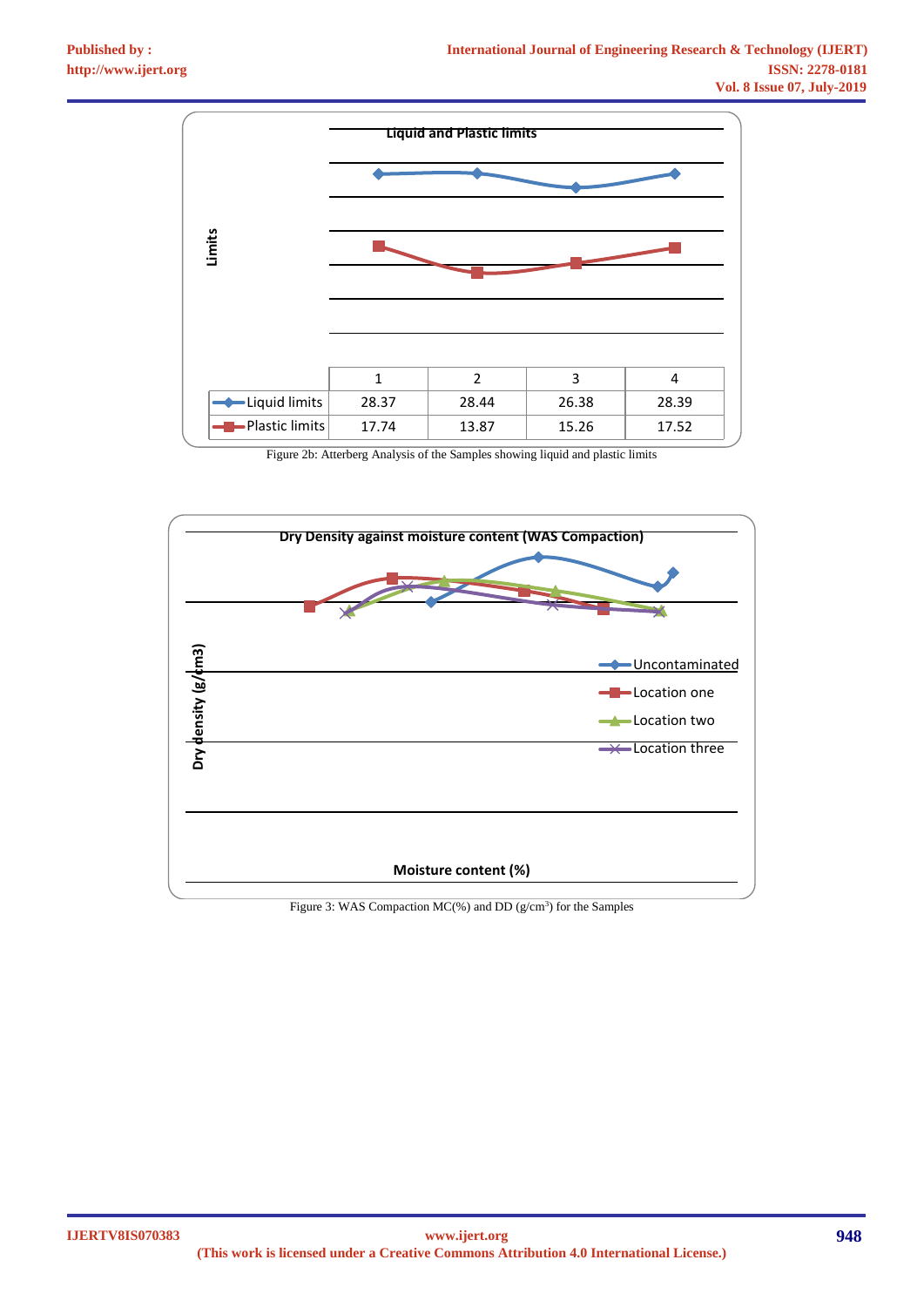**Liquid and Plastic limits**

| | 1 | 2 | 3 | 4 |
|---|---|---|---|---|
| Liquid limits | 28.37 | 28.44 | 26.38 | 28.39 |
| Plastic limits | 17.74 | 13.87 | 15.26 | 17.52 |

Figure 2b: Atterberg Analysis of the Samples showing liquid and plastic limits

Figure 3: WAS Compaction MC(%) and DD (g/cm$^3$) for the Samples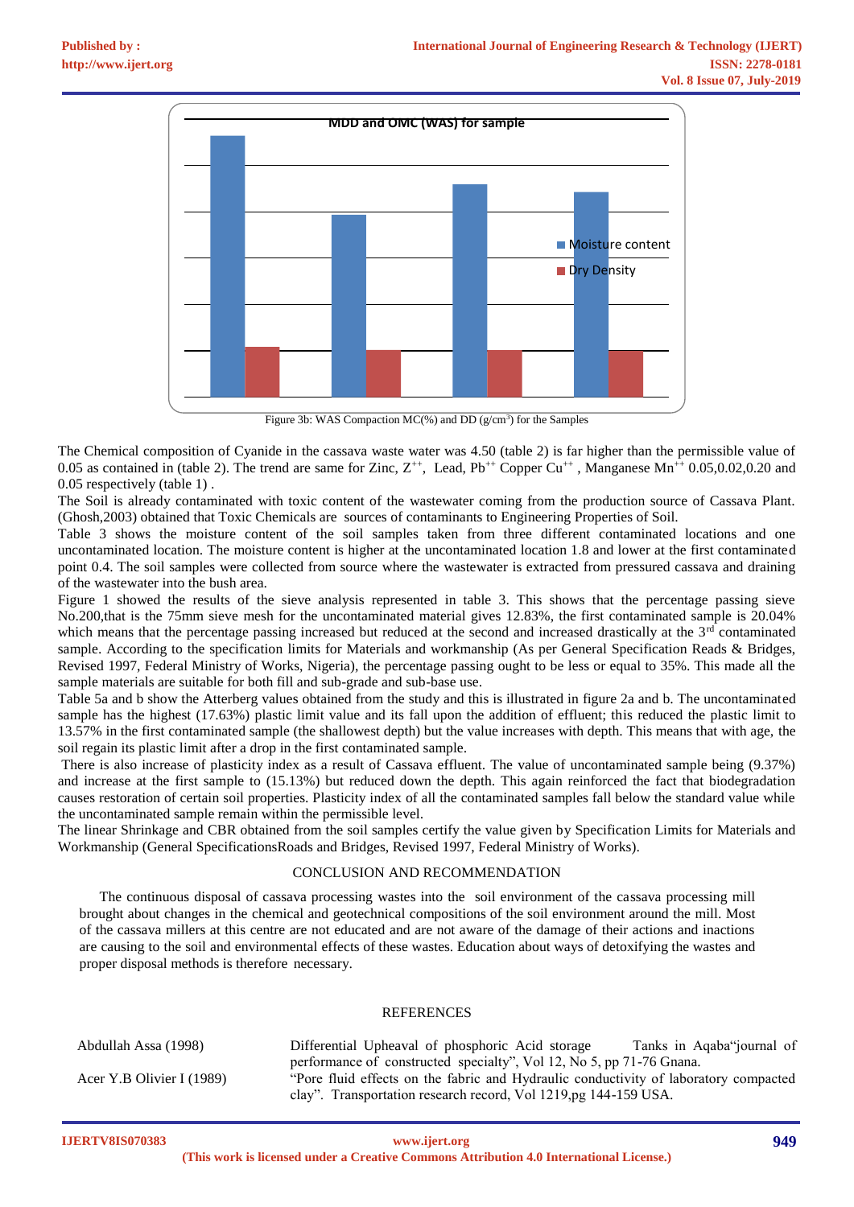MDD and OMC (WAS) for sample

Moisture content

Dry Density

Figure 3b: WAS Compaction MC(%) and DD (g/cm$^3$) for the Samples

The Chemical composition of Cyanide in the cassava waste water was 4.50 (table 2) is far higher than the permissible value of 0.05 as contained in (table 2). The trend are same for Zinc, $Z^{++}$, Lead, $Pb^{++}$ Copper $Cu^{++}$ , Manganese $Mn^{++}$ 0.05,0.02,0.20 and 0.05 respectively (table 1) .

The Soil is already contaminated with toxic content of the wastewater coming from the production source of Cassava Plant. (Ghosh,2003) obtained that Toxic Chemicals are sources of contaminants to Engineering Properties of Soil.

Table 3 shows the moisture content of the soil samples taken from three different contaminated locations and one uncontaminated location. The moisture content is higher at the uncontaminated location 1.8 and lower at the first contaminated point 0.4. The soil samples were collected from source where the wastewater is extracted from pressured cassava and draining of the wastewater into the bush area.

Figure 1 showed the results of the sieve analysis represented in table 3. This shows that the percentage passing sieve No.200,that is the 75mm sieve mesh for the uncontaminated material gives 12.83%, the first contaminated sample is 20.04% which means that the percentage passing increased but reduced at the second and increased drastically at the 3rd contaminated sample. According to the specification limits for Materials and workmanship (As per General Specification Reads & Bridges, Revised 1997, Federal Ministry of Works, Nigeria), the percentage passing ought to be less or equal to 35%. This made all the sample materials are suitable for both fill and sub-grade and sub-base use.

Table 5a and b show the Atterberg values obtained from the study and this is illustrated in figure 2a and b. The uncontaminated sample has the highest (17.63%) plastic limit value and its fall upon the addition of effluent; this reduced the plastic limit to 13.57% in the first contaminated sample (the shallowest depth) but the value increases with depth. This means that with age, the soil regain its plastic limit after a drop in the first contaminated sample.

There is also increase of plasticity index as a result of Cassava effluent. The value of uncontaminated sample being (9.37%) and increase at the first sample to (15.13%) but reduced down the depth. This again reinforced the fact that biodegradation causes restoration of certain soil properties. Plasticity index of all the contaminated samples fall below the standard value while the uncontaminated sample remain within the permissible level.

The linear Shrinkage and CBR obtained from the soil samples certify the value given by Specification Limits for Materials and Workmanship (General SpecificationsRoads and Bridges, Revised 1997, Federal Ministry of Works).

## CONCLUSION AND RECOMMENDATION

The continuous disposal of cassava processing wastes into the soil environment of the cassava processing mill brought about changes in the chemical and geotechnical compositions of the soil environment around the mill. Most of the cassava millers at this centre are not educated and are not aware of the damage of their actions and inactions are causing to the soil and environmental effects of these wastes. Education about ways of detoxifying the wastes and proper disposal methods is therefore necessary.

## REFERENCES

| | |
|---|---|
| Abdullah Assa (1998) | Differential Upheaval of phosphoric Acid storage Tanks in Aqaba"journal of performance of constructed specialty", Vol 12, No 5, pp 71-76 Gnana. |
| Acer Y.B Olivier I (1989) | "Pore fluid effects on the fabric and Hydraulic conductivity of laboratory compacted clay". Transportation research record, Vol 1219,pg 144-159 USA. |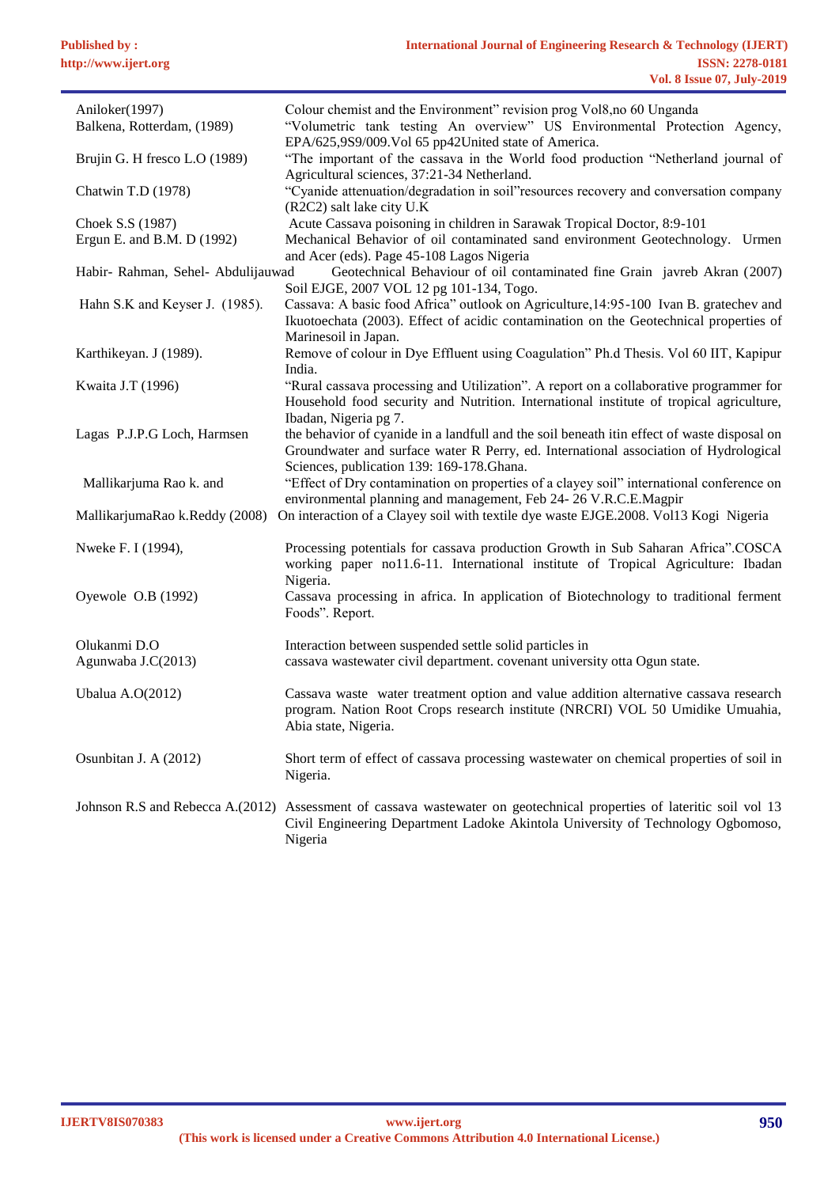| | |
|---|---|
| Aniloker(1997) | Colour chemist and the Environment" revision prog Vol8,no 60 Unganda |
| Balkena, Rotterdam, (1989) | "Volumetric tank testing An overview" US Environmental Protection Agency, EPA/625,9S9/009.Vol 65 pp42United state of America. |
| Brujin G. H fresco L.O (1989) | "The important of the cassava in the World food production "Netherland journal of Agricultural sciences, 37:21-34 Netherland. |
| Chatwin T.D (1978) | "Cyanide attenuation/degradation in soil"resources recovery and conversation company (R2C2) salt lake city U.K |
| Choek S.S (1987) | Acute Cassava poisoning in children in Sarawak Tropical Doctor, 8:9-101 |
| Ergun E. and B.M. D (1992) | Mechanical Behavior of oil contaminated sand environment Geotechnology. Urmen and Acer (eds). Page 45-108 Lagos Nigeria |
| Habir- Rahman, Sehel- Abdulijauwad | Geotechnical Behaviour of oil contaminated fine Grain javreb Akran (2007) Soil EJGE, 2007 VOL 12 pg 101-134, Togo. |
| Hahn S.K and Keyser J. (1985). | Cassava: A basic food Africa" outlook on Agriculture,14:95-100 Ivan B. gratechev and Ikuotoechata (2003). Effect of acidic contamination on the Geotechnical properties of Marinesoil in Japan. |
| Karthikeyan. J (1989). | Remove of colour in Dye Effluent using Coagulation" Ph.d Thesis. Vol 60 IIT, Kapipur India. |
| Kwaita J.T (1996) | "Rural cassava processing and Utilization". A report on a collaborative programmer for Household food security and Nutrition. International institute of tropical agriculture, Ibadan, Nigeria pg 7. |
| Lagas P.J.P.G Loch, Harmsen | the behavior of cyanide in a landfull and the soil beneath itin effect of waste disposal on Groundwater and surface water R Perry, ed. International association of Hydrological Sciences, publication 139: 169-178.Ghana. |
| Mallikarjuma Rao k. and | "Effect of Dry contamination on properties of a clayey soil" international conference on environmental planning and management, Feb 24- 26 V.R.C.E.Magpir |
| MallikarjumaRao k.Reddy (2008) | On interaction of a Clayey soil with textile dye waste EJGE.2008. Vol13 Kogi Nigeria |
| Nweke F. I (1994), | Processing potentials for cassava production Growth in Sub Saharan Africa".COSCA working paper no11.6-11. International institute of Tropical Agriculture: Ibadan Nigeria. |
| Oyewole O.B (1992) | Cassava processing in africa. In application of Biotechnology to traditional ferment Foods". Report. |
| Olukanmi D.O<br>Agunwaba J.C(2013) | Interaction between suspended settle solid particles in<br>cassava wastewater civil department. covenant university otta Ogun state. |
| Ubalua A.O(2012) | Cassava waste water treatment option and value addition alternative cassava research program. Nation Root Crops research institute (NRCRI) VOL 50 Umidike Umuahia, Abia state, Nigeria. |
| Osunbitan J. A (2012) | Short term of effect of cassava processing wastewater on chemical properties of soil in Nigeria. |
| Johnson R.S and Rebecca A.(2012) | Assessment of cassava wastewater on geotechnical properties of lateritic soil vol 13 Civil Engineering Department Ladoke Akintola University of Technology Ogbomoso, Nigeria |